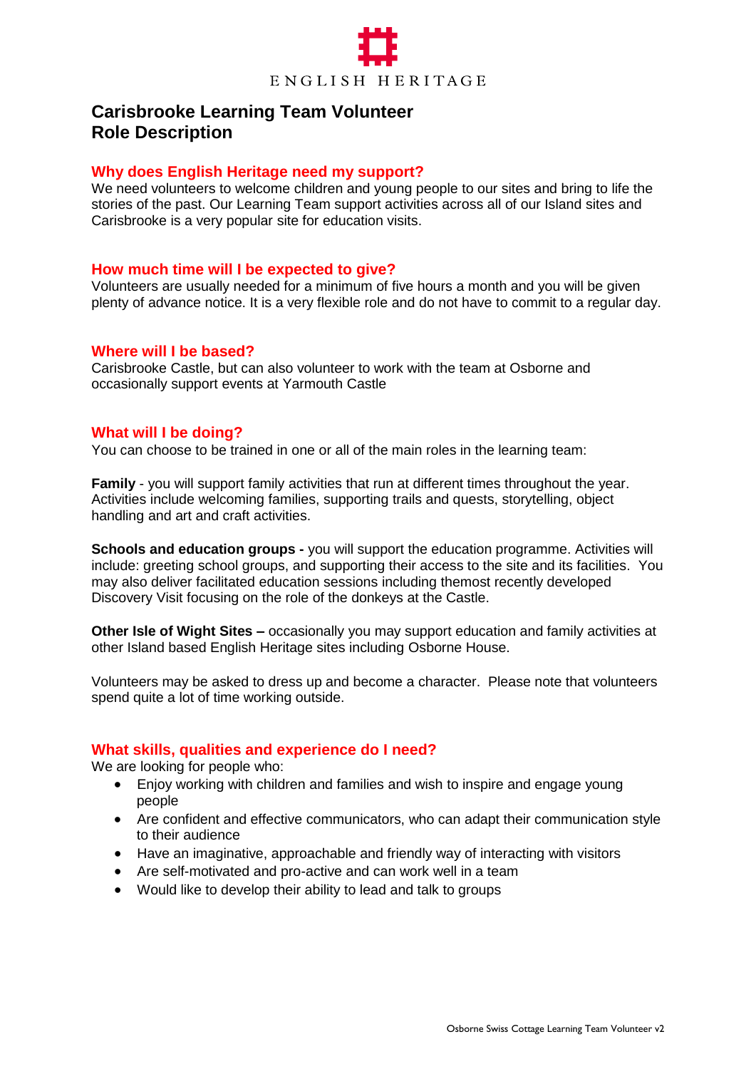ENGLISH HERITAGE

# Carisbrooke Learning Team Volunteer
# Role Description

## Why does English Heritage need my support?

We need volunteers to welcome children and young people to our sites and bring to life the stories of the past. Our Learning Team support activities across all of our Island sites and Carisbrooke is a very popular site for education visits.

## How much time will I be expected to give?

Volunteers are usually needed for a minimum of five hours a month and you will be given plenty of advance notice. It is a very flexible role and do not have to commit to a regular day.

## Where will I be based?

Carisbrooke Castle, but can also volunteer to work with the team at Osborne and occasionally support events at Yarmouth Castle

## What will I be doing?

You can choose to be trained in one or all of the main roles in the learning team:

**Family** - you will support family activities that run at different times throughout the year. Activities include welcoming families, supporting trails and quests, storytelling, object handling and art and craft activities.

**Schools and education groups -** you will support the education programme. Activities will include: greeting school groups, and supporting their access to the site and its facilities. You may also deliver facilitated education sessions including themost recently developed Discovery Visit focusing on the role of the donkeys at the Castle.

**Other Isle of Wight Sites –** occasionally you may support education and family activities at other Island based English Heritage sites including Osborne House.

Volunteers may be asked to dress up and become a character. Please note that volunteers spend quite a lot of time working outside.

## What skills, qualities and experience do I need?

We are looking for people who:

- Enjoy working with children and families and wish to inspire and engage young people
- Are confident and effective communicators, who can adapt their communication style to their audience
- Have an imaginative, approachable and friendly way of interacting with visitors
- Are self-motivated and pro-active and can work well in a team
- Would like to develop their ability to lead and talk to groups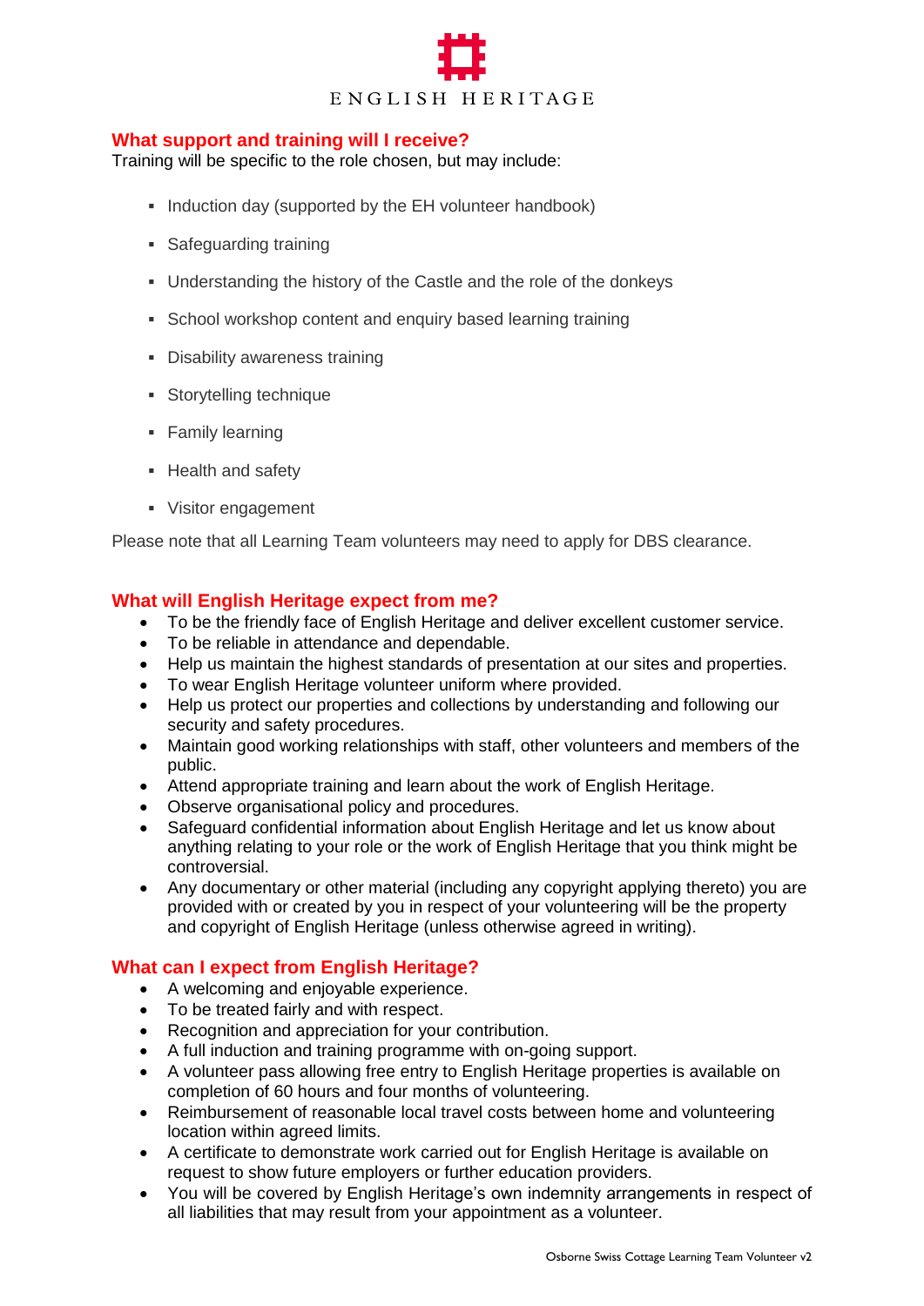ENGLISH HERITAGE

## What support and training will I receive?

Training will be specific to the role chosen, but may include:

- Induction day (supported by the EH volunteer handbook)
- Safeguarding training
- Understanding the history of the Castle and the role of the donkeys
- School workshop content and enquiry based learning training
- Disability awareness training
- Storytelling technique
- Family learning
- Health and safety
- Visitor engagement

Please note that all Learning Team volunteers may need to apply for DBS clearance.

## What will English Heritage expect from me?

- To be the friendly face of English Heritage and deliver excellent customer service.
- To be reliable in attendance and dependable.
- Help us maintain the highest standards of presentation at our sites and properties.
- To wear English Heritage volunteer uniform where provided.
- Help us protect our properties and collections by understanding and following our security and safety procedures.
- Maintain good working relationships with staff, other volunteers and members of the public.
- Attend appropriate training and learn about the work of English Heritage.
- Observe organisational policy and procedures.
- Safeguard confidential information about English Heritage and let us know about anything relating to your role or the work of English Heritage that you think might be controversial.
- Any documentary or other material (including any copyright applying thereto) you are provided with or created by you in respect of your volunteering will be the property and copyright of English Heritage (unless otherwise agreed in writing).

## What can I expect from English Heritage?

- A welcoming and enjoyable experience.
- To be treated fairly and with respect.
- Recognition and appreciation for your contribution.
- A full induction and training programme with on-going support.
- A volunteer pass allowing free entry to English Heritage properties is available on completion of 60 hours and four months of volunteering.
- Reimbursement of reasonable local travel costs between home and volunteering location within agreed limits.
- A certificate to demonstrate work carried out for English Heritage is available on request to show future employers or further education providers.
- You will be covered by English Heritage's own indemnity arrangements in respect of all liabilities that may result from your appointment as a volunteer.

Osborne Swiss Cottage Learning Team Volunteer v2